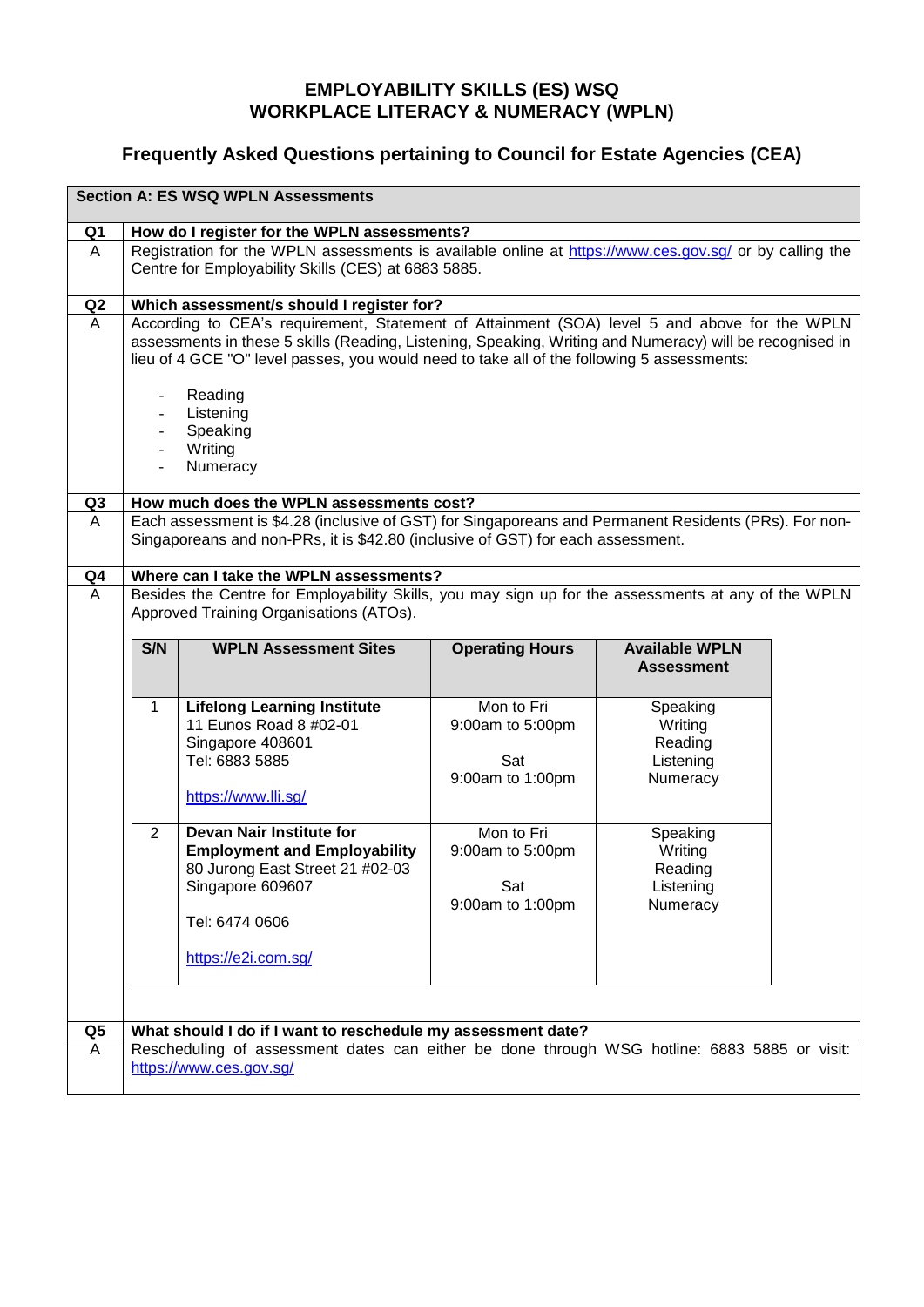# EMPLOYABILITY SKILLS (ES) WSQ
# WORKPLACE LITERACY & NUMERACY (WPLN)

## Frequently Asked Questions pertaining to Council for Estate Agencies (CEA)

### Section A: ES WSQ WPLN Assessments

**Q1 How do I register for the WPLN assessments?**

A: Registration for the WPLN assessments is available online at https://www.ces.gov.sg/ or by calling the Centre for Employability Skills (CES) at 6883 5885.

**Q2 Which assessment/s should I register for?**

A: According to CEA's requirement, Statement of Attainment (SOA) level 5 and above for the WPLN assessments in these 5 skills (Reading, Listening, Speaking, Writing and Numeracy) will be recognised in lieu of 4 GCE "O" level passes, you would need to take all of the following 5 assessments:

- Reading
- Listening
- Speaking
- Writing
- Numeracy

**Q3 How much does the WPLN assessments cost?**

A: Each assessment is $4.28 (inclusive of GST) for Singaporeans and Permanent Residents (PRs). For non-Singaporeans and non-PRs, it is $42.80 (inclusive of GST) for each assessment.

**Q4 Where can I take the WPLN assessments?**

A: Besides the Centre for Employability Skills, you may sign up for the assessments at any of the WPLN Approved Training Organisations (ATOs).

| S/N | WPLN Assessment Sites | Operating Hours | Available WPLN Assessment |
|---|---|---|---|
| 1 | **Lifelong Learning Institute**<br>11 Eunos Road 8 #02-01<br>Singapore 408601<br>Tel: 6883 5885<br>https://www.lli.sg/ | Mon to Fri<br>9:00am to 5:00pm<br>Sat<br>9:00am to 1:00pm | Speaking<br>Writing<br>Reading<br>Listening<br>Numeracy |
| 2 | **Devan Nair Institute for Employment and Employability**<br>80 Jurong East Street 21 #02-03<br>Singapore 609607<br>Tel: 6474 0606<br>https://e2i.com.sg/ | Mon to Fri<br>9:00am to 5:00pm<br>Sat<br>9:00am to 1:00pm | Speaking<br>Writing<br>Reading<br>Listening<br>Numeracy |

**Q5 What should I do if I want to reschedule my assessment date?**

A: Rescheduling of assessment dates can either be done through WSG hotline: 6883 5885 or visit: https://www.ces.gov.sg/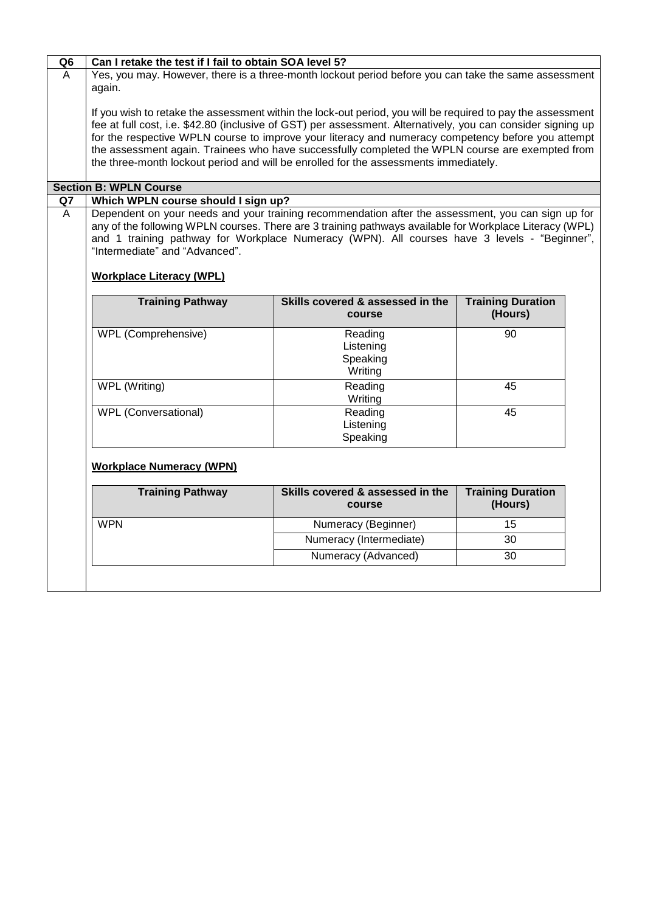**Q6 Can I retake the test if I fail to obtain SOA level 5?**

**A** Yes, you may. However, there is a three-month lockout period before you can take the same assessment again.

If you wish to retake the assessment within the lock-out period, you will be required to pay the assessment fee at full cost, i.e. $42.80 (inclusive of GST) per assessment. Alternatively, you can consider signing up for the respective WPLN course to improve your literacy and numeracy competency before you attempt the assessment again. Trainees who have successfully completed the WPLN course are exempted from the three-month lockout period and will be enrolled for the assessments immediately.

## Section B: WPLN Course

**Q7 Which WPLN course should I sign up?**

**A** Dependent on your needs and your training recommendation after the assessment, you can sign up for any of the following WPLN courses. There are 3 training pathways available for Workplace Literacy (WPL) and 1 training pathway for Workplace Numeracy (WPN). All courses have 3 levels - "Beginner", "Intermediate" and "Advanced".

**Workplace Literacy (WPL)**

| Training Pathway | Skills covered & assessed in the course | Training Duration (Hours) |
|---|---|---|
| WPL (Comprehensive) | Reading<br>Listening<br>Speaking<br>Writing | 90 |
| WPL (Writing) | Reading<br>Writing | 45 |
| WPL (Conversational) | Reading<br>Listening<br>Speaking | 45 |

**Workplace Numeracy (WPN)**

| Training Pathway | Skills covered & assessed in the course | Training Duration (Hours) |
|---|---|---|
| WPN | Numeracy (Beginner) | 15 |
| | Numeracy (Intermediate) | 30 |
| | Numeracy (Advanced) | 30 |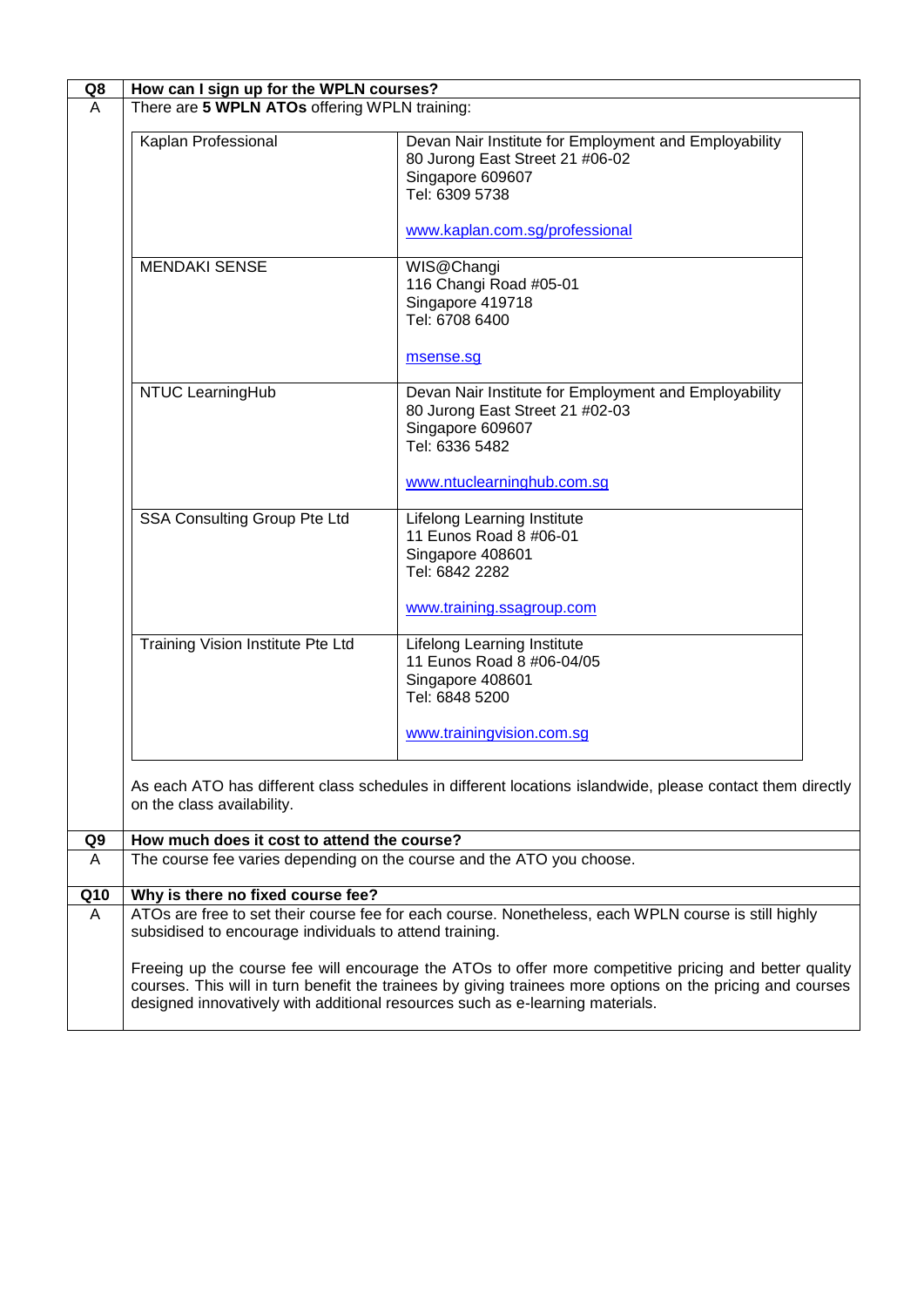| Q8 | How can I sign up for the WPLN courses? |
|---|---|
| A | There are **5 WPLN ATOs** offering WPLN training: |

| | |
|---|---|
| Kaplan Professional | Devan Nair Institute for Employment and Employability<br>80 Jurong East Street 21 #06-02<br>Singapore 609607<br>Tel: 6309 5738<br><br>www.kaplan.com.sg/professional |
| MENDAKI SENSE | WIS@Changi<br>116 Changi Road #05-01<br>Singapore 419718<br>Tel: 6708 6400<br><br>msense.sg |
| NTUC LearningHub | Devan Nair Institute for Employment and Employability<br>80 Jurong East Street 21 #02-03<br>Singapore 609607<br>Tel: 6336 5482<br><br>www.ntuclearninghub.com.sg |
| SSA Consulting Group Pte Ltd | Lifelong Learning Institute<br>11 Eunos Road 8 #06-01<br>Singapore 408601<br>Tel: 6842 2282<br><br>www.training.ssagroup.com |
| Training Vision Institute Pte Ltd | Lifelong Learning Institute<br>11 Eunos Road 8 #06-04/05<br>Singapore 408601<br>Tel: 6848 5200<br><br>www.trainingvision.com.sg |

As each ATO has different class schedules in different locations islandwide, please contact them directly on the class availability.

| Q9 | How much does it cost to attend the course? |
|---|---|
| A | The course fee varies depending on the course and the ATO you choose. |

| Q10 | Why is there no fixed course fee? |
|---|---|
| A | ATOs are free to set their course fee for each course. Nonetheless, each WPLN course is still highly subsidised to encourage individuals to attend training.<br><br>Freeing up the course fee will encourage the ATOs to offer more competitive pricing and better quality courses. This will in turn benefit the trainees by giving trainees more options on the pricing and courses designed innovatively with additional resources such as e-learning materials. |